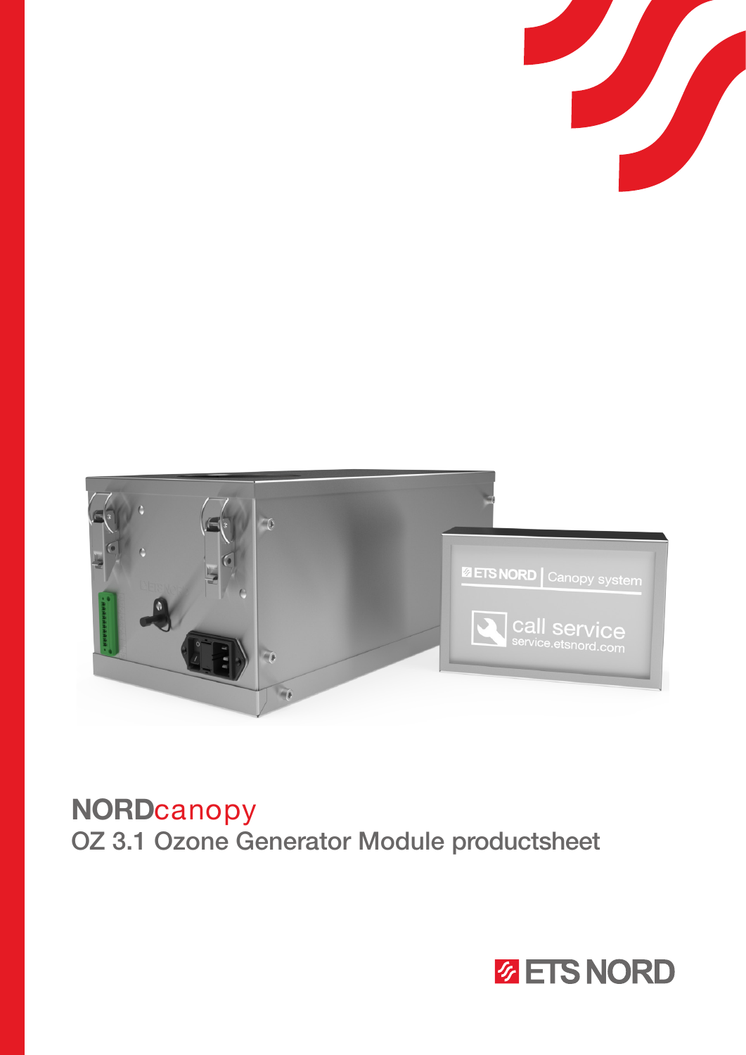# NORDcanopy

## OZ 3.1 Ozone Generator Module productsheet

ETS NORD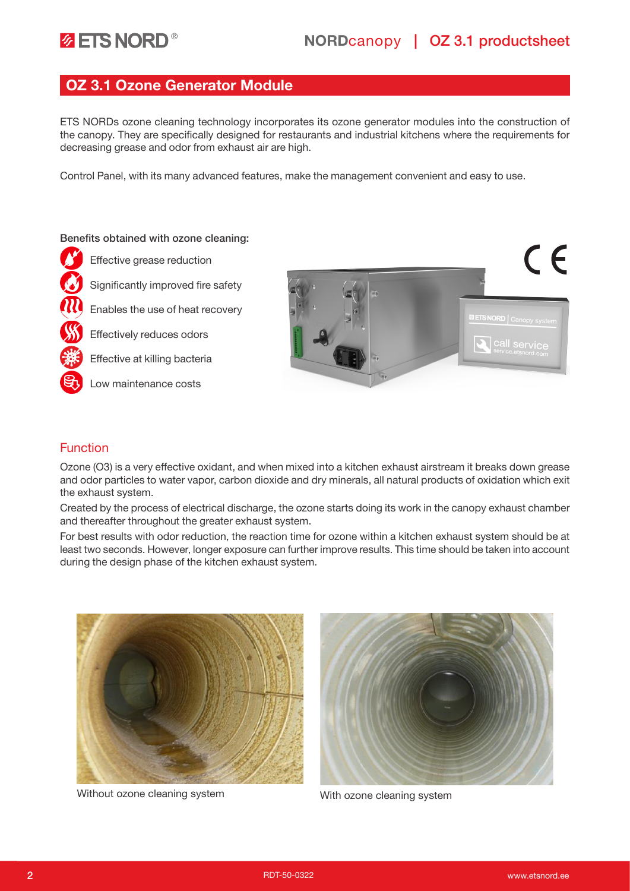## OZ 3.1 Ozone Generator Module

ETS NORDs ozone cleaning technology incorporates its ozone generator modules into the construction of the canopy. They are specifically designed for restaurants and industrial kitchens where the requirements for decreasing grease and odor from exhaust air are high.

Control Panel, with its many advanced features, make the management convenient and easy to use.

**Benefits obtained with ozone cleaning:**

- Effective grease reduction
- Significantly improved fire safety
- Enables the use of heat recovery
- Effectively reduces odors
- Effective at killing bacteria
- Low maintenance costs

### Function

Ozone (O3) is a very effective oxidant, and when mixed into a kitchen exhaust airstream it breaks down grease and odor particles to water vapor, carbon dioxide and dry minerals, all natural products of oxidation which exit the exhaust system.

Created by the process of electrical discharge, the ozone starts doing its work in the canopy exhaust chamber and thereafter throughout the greater exhaust system.

For best results with odor reduction, the reaction time for ozone within a kitchen exhaust system should be at least two seconds. However, longer exposure can further improve results. This time should be taken into account during the design phase of the kitchen exhaust system.

Without ozone cleaning system

With ozone cleaning system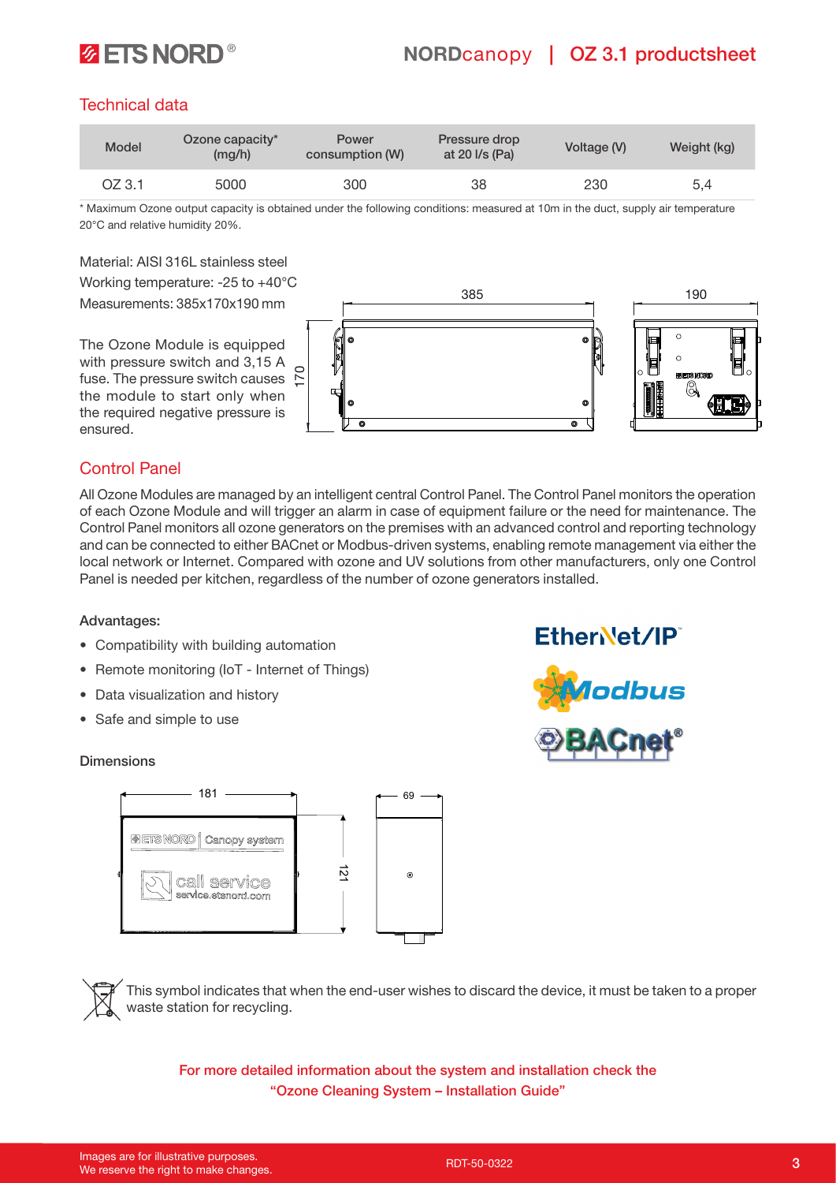## Technical data

| Model | Ozone capacity* (mg/h) | Power consumption (W) | Pressure drop at 20 l/s (Pa) | Voltage (V) | Weight (kg) |
|---|---|---|---|---|---|
| OZ 3.1 | 5000 | 300 | 38 | 230 | 5,4 |

* Maximum Ozone output capacity is obtained under the following conditions: measured at 10m in the duct, supply air temperature 20°C and relative humidity 20%.

Material: AISI 316L stainless steel

Working temperature: -25 to +40°C

Measurements: 385x170x190 mm

The Ozone Module is equipped with pressure switch and 3,15 A fuse. The pressure switch causes the module to start only when the required negative pressure is ensured.

## Control Panel

All Ozone Modules are managed by an intelligent central Control Panel. The Control Panel monitors the operation of each Ozone Module and will trigger an alarm in case of equipment failure or the need for maintenance. The Control Panel monitors all ozone generators on the premises with an advanced control and reporting technology and can be connected to either BACnet or Modbus-driven systems, enabling remote management via either the local network or Internet. Compared with ozone and UV solutions from other manufacturers, only one Control Panel is needed per kitchen, regardless of the number of ozone generators installed.

**Advantages:**

- Compatibility with building automation
- Remote monitoring (IoT - Internet of Things)
- Data visualization and history
- Safe and simple to use

**Dimensions**

This symbol indicates that when the end-user wishes to discard the device, it must be taken to a proper waste station for recycling.

For more detailed information about the system and installation check the "Ozone Cleaning System – Installation Guide"

Images are for illustrative purposes.
We reserve the right to make changes.

RDT-50-0322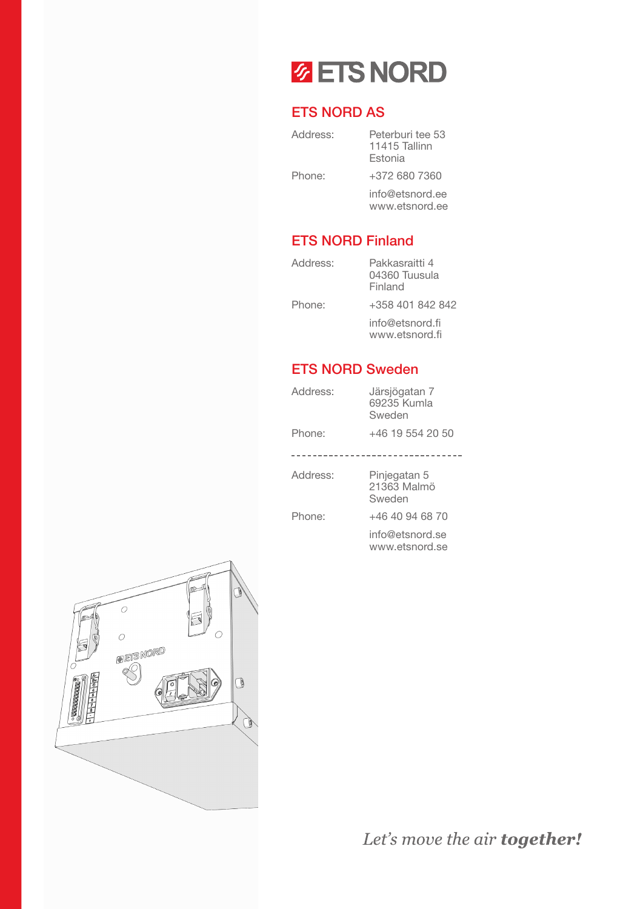# ETS NORD

## ETS NORD AS

| | |
|---|---|
| Address: | Peterburi tee 53<br>11415 Tallinn<br>Estonia |
| Phone: | +372 680 7360 |
| | info@etsnord.ee<br>www.etsnord.ee |

## ETS NORD Finland

| | |
|---|---|
| Address: | Pakkasraitti 4<br>04360 Tuusula<br>Finland |
| Phone: | +358 401 842 842 |
| | info@etsnord.fi<br>www.etsnord.fi |

## ETS NORD Sweden

| | |
|---|---|
| Address: | Järsjögatan 7<br>69235 Kumla<br>Sweden |
| Phone: | +46 19 554 20 50 |

---

| | |
|---|---|
| Address: | Pinjegatan 5<br>21363 Malmö<br>Sweden |
| Phone: | +46 40 94 68 70 |
| | info@etsnord.se<br>www.etsnord.se |

*Let's move the air* ***together!***